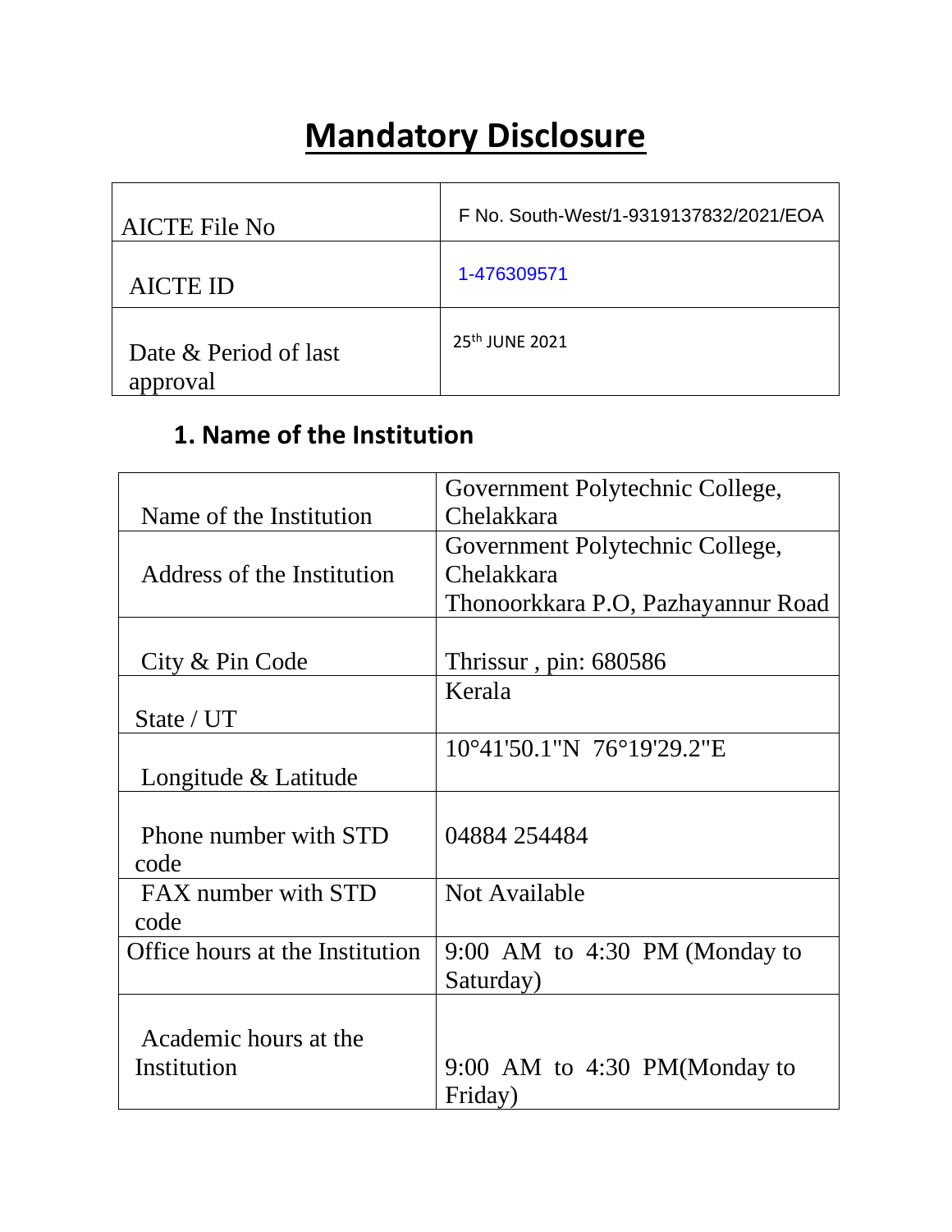# Mandatory Disclosure

| | |
|---|---|
| AICTE File No | F No. South-West/1-9319137832/2021/EOA |
| AICTE ID | 1-476309571 |
| Date & Period of last approval | 25th JUNE 2021 |

## 1. Name of the Institution

| | |
|---|---|
| Name of the Institution | Government Polytechnic College, Chelakkara |
| Address of the Institution | Government Polytechnic College, Chelakkara<br>Thonoorkkara P.O, Pazhayannur Road |
| City & Pin Code | Thrissur , pin: 680586 |
| State / UT | Kerala |
| Longitude & Latitude | 10°41'50.1"N 76°19'29.2"E |
| Phone number with STD code | 04884 254484 |
| FAX number with STD code | Not Available |
| Office hours at the Institution | 9:00 AM to 4:30 PM (Monday to Saturday) |
| Academic hours at the Institution | 9:00 AM to 4:30 PM(Monday to Friday) |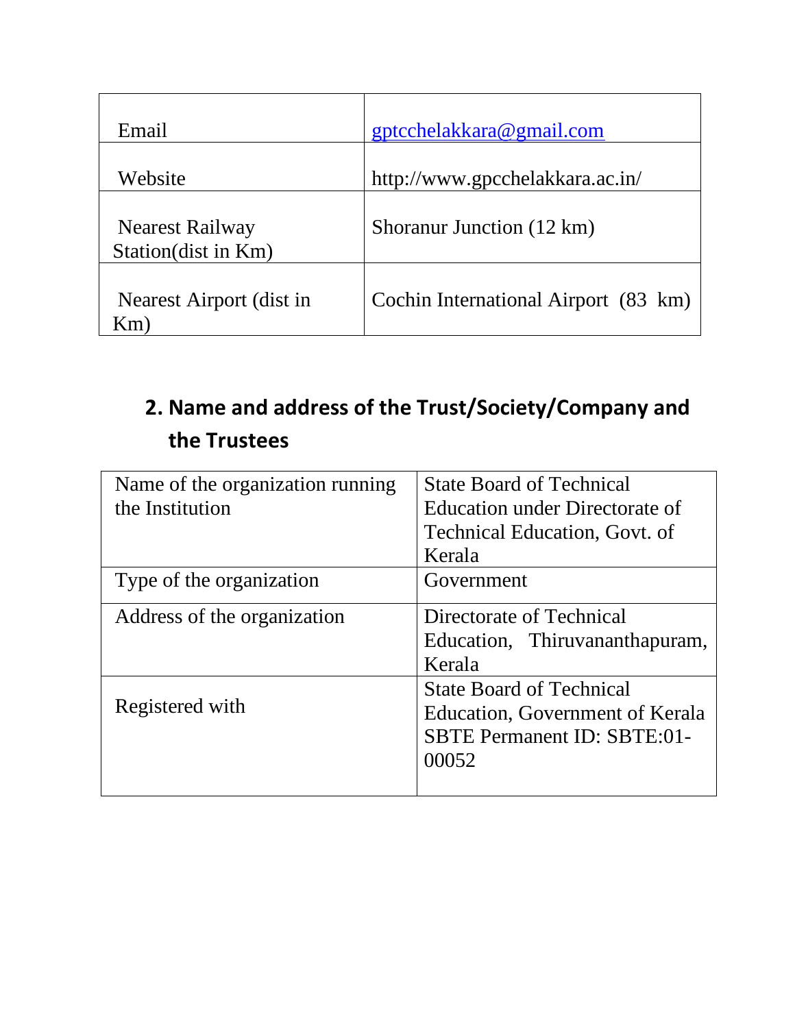| | |
|---|---|
| Email | gptcchelakkara@gmail.com |
| Website | http://www.gpcchelakkara.ac.in/ |
| Nearest Railway Station(dist in Km) | Shoranur Junction (12 km) |
| Nearest Airport (dist in Km) | Cochin International Airport (83 km) |

## 2. Name and address of the Trust/Society/Company and the Trustees

| | |
|---|---|
| Name of the organization running the Institution | State Board of Technical Education under Directorate of Technical Education, Govt. of Kerala |
| Type of the organization | Government |
| Address of the organization | Directorate of Technical Education, Thiruvananthapuram, Kerala |
| Registered with | State Board of Technical Education, Government of Kerala SBTE Permanent ID: SBTE:01-00052 |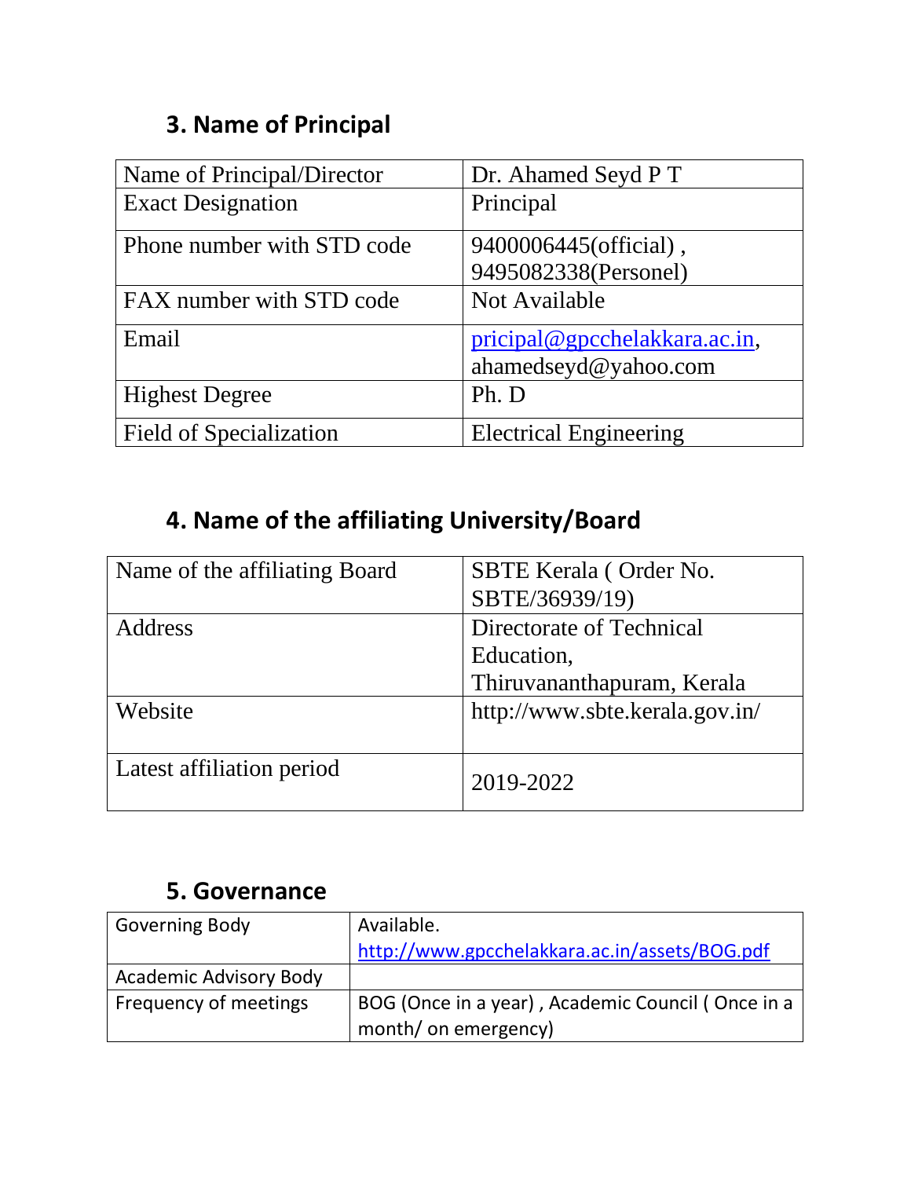## 3. Name of Principal

| Name of Principal/Director | Dr. Ahamed Seyd P T |
|---|---|
| Exact Designation | Principal |
| Phone number with STD code | 9400006445(official) , 9495082338(Personel) |
| FAX number with STD code | Not Available |
| Email | pricipal@gpcchelakkara.ac.in, ahamedseyd@yahoo.com |
| Highest Degree | Ph. D |
| Field of Specialization | Electrical Engineering |

## 4. Name of the affiliating University/Board

| Name of the affiliating Board | SBTE Kerala ( Order No. SBTE/36939/19) |
|---|---|
| Address | Directorate of Technical Education, Thiruvananthapuram, Kerala |
| Website | http://www.sbte.kerala.gov.in/ |
| Latest affiliation period | 2019-2022 |

## 5. Governance

| Governing Body | Available. http://www.gpcchelakkara.ac.in/assets/BOG.pdf |
|---|---|
| Academic Advisory Body | |
| Frequency of meetings | BOG (Once in a year) , Academic Council ( Once in a month/ on emergency) |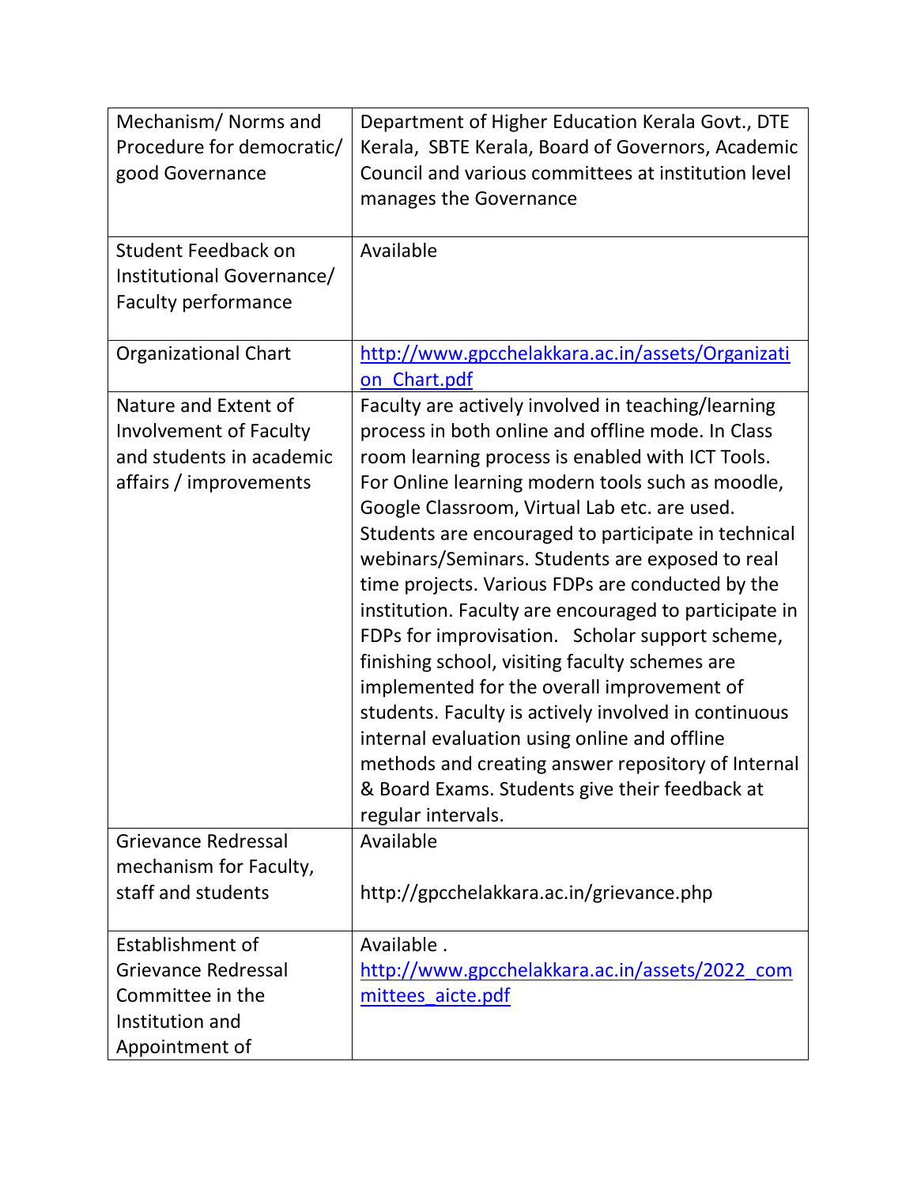| | |
|---|---|
| Mechanism/ Norms and Procedure for democratic/ good Governance | Department of Higher Education Kerala Govt., DTE Kerala, SBTE Kerala, Board of Governors, Academic Council and various committees at institution level manages the Governance |
| Student Feedback on Institutional Governance/ Faculty performance | Available |
| Organizational Chart | http://www.gpcchelakkara.ac.in/assets/Organization_Chart.pdf |
| Nature and Extent of Involvement of Faculty and students in academic affairs / improvements | Faculty are actively involved in teaching/learning process in both online and offline mode. In Class room learning process is enabled with ICT Tools. For Online learning modern tools such as moodle, Google Classroom, Virtual Lab etc. are used. Students are encouraged to participate in technical webinars/Seminars. Students are exposed to real time projects. Various FDPs are conducted by the institution. Faculty are encouraged to participate in FDPs for improvisation. Scholar support scheme, finishing school, visiting faculty schemes are implemented for the overall improvement of students. Faculty is actively involved in continuous internal evaluation using online and offline methods and creating answer repository of Internal & Board Exams. Students give their feedback at regular intervals. |
| Grievance Redressal mechanism for Faculty, staff and students | Available<br><br>http://gpcchelakkara.ac.in/grievance.php |
| Establishment of Grievance Redressal Committee in the Institution and Appointment of | Available . http://www.gpcchelakkara.ac.in/assets/2022_committees_aicte.pdf |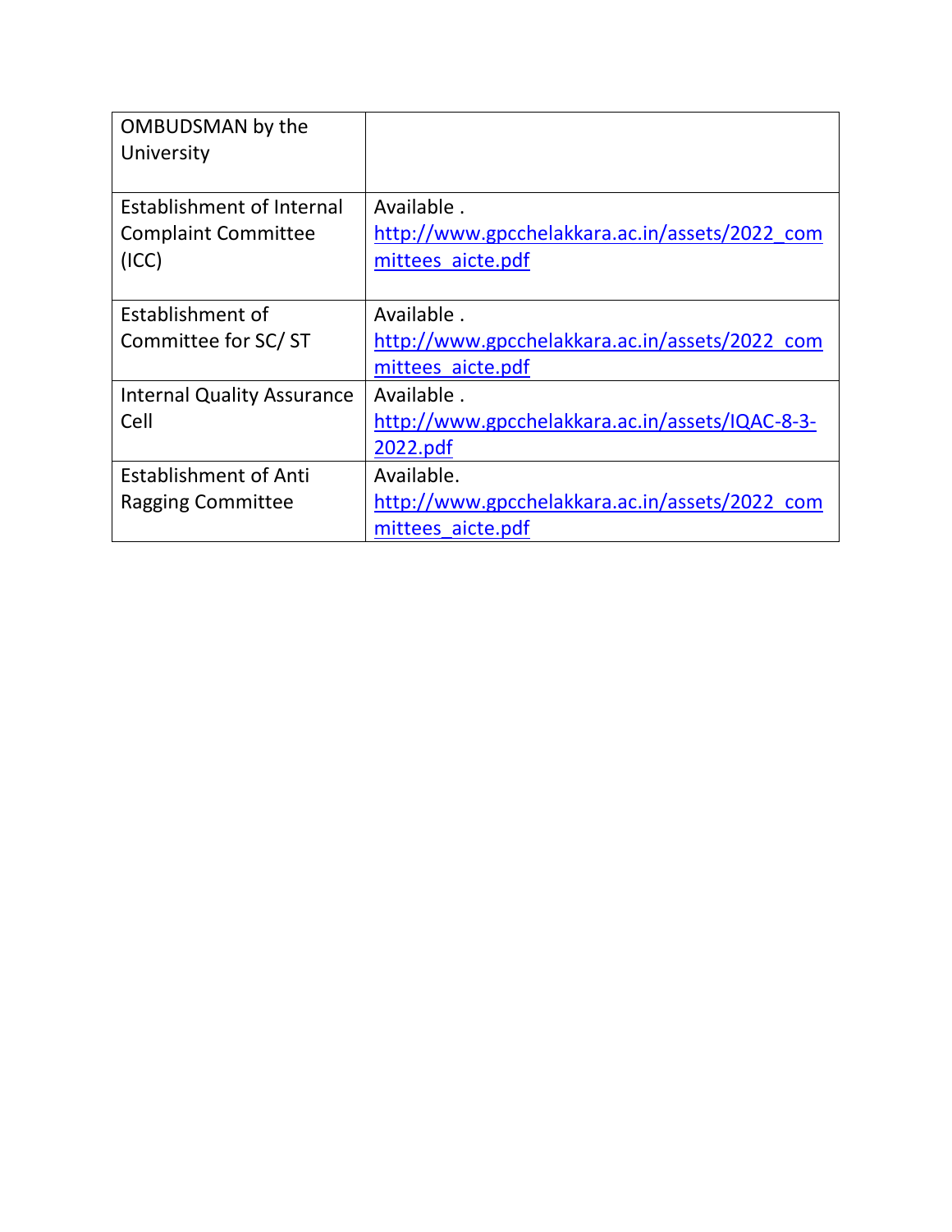| | |
|---|---|
| OMBUDSMAN by the University | |
| Establishment of Internal Complaint Committee (ICC) | Available . http://www.gpcchelakkara.ac.in/assets/2022_committees_aicte.pdf |
| Establishment of Committee for SC/ ST | Available . http://www.gpcchelakkara.ac.in/assets/2022_committees_aicte.pdf |
| Internal Quality Assurance Cell | Available . http://www.gpcchelakkara.ac.in/assets/IQAC-8-3-2022.pdf |
| Establishment of Anti Ragging Committee | Available. http://www.gpcchelakkara.ac.in/assets/2022_committees_aicte.pdf |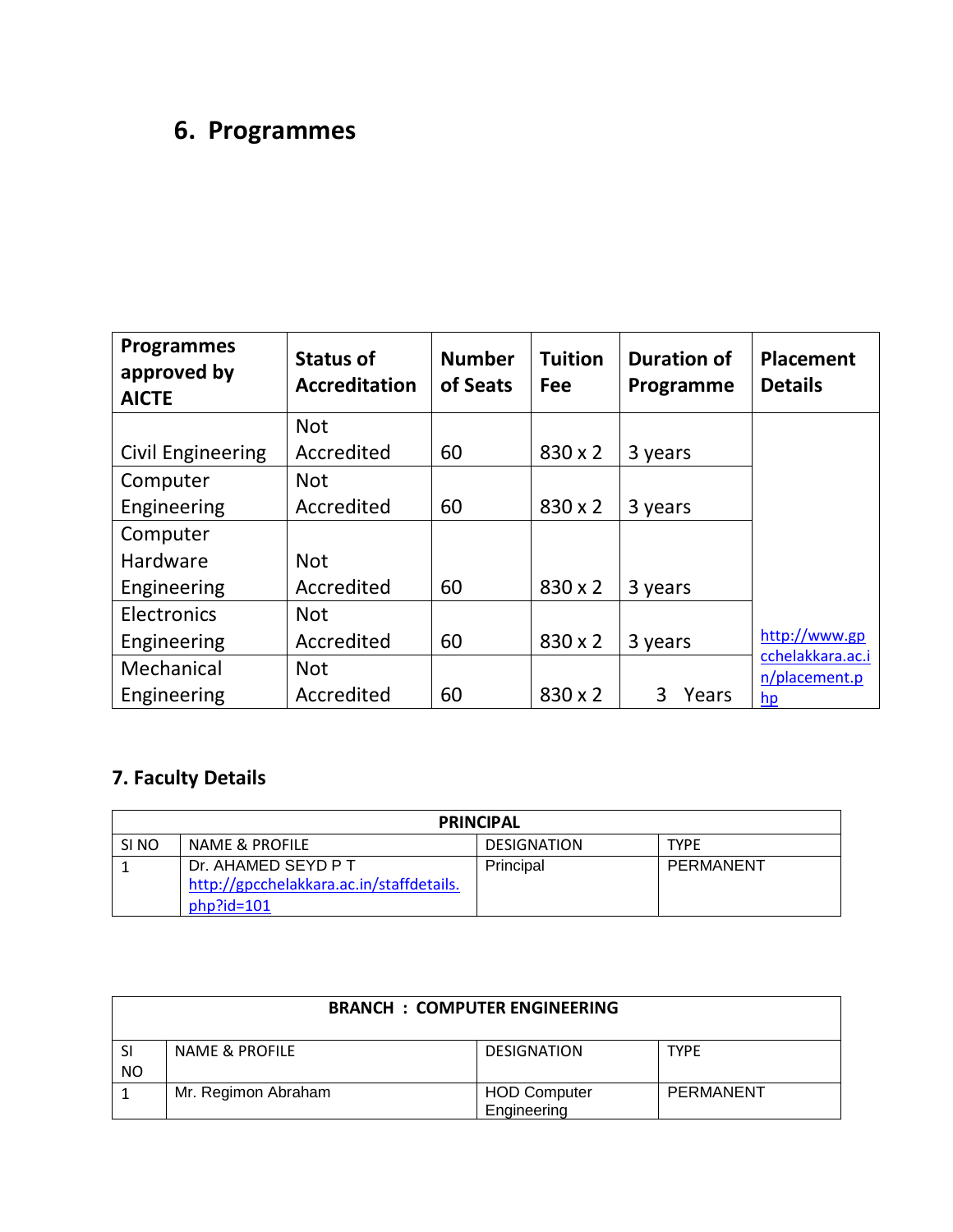## 6. Programmes

| Programmes approved by AICTE | Status of Accreditation | Number of Seats | Tuition Fee | Duration of Programme | Placement Details |
|---|---|---|---|---|---|
| Civil Engineering | Not Accredited | 60 | 830 x 2 | 3 years | http://www.gpcchelakkara.ac.in/placement.php |
| Computer Engineering | Not Accredited | 60 | 830 x 2 | 3 years | |
| Computer Hardware Engineering | Not Accredited | 60 | 830 x 2 | 3 years | |
| Electronics Engineering | Not Accredited | 60 | 830 x 2 | 3 years | |
| Mechanical Engineering | Not Accredited | 60 | 830 x 2 | 3 Years | |

### 7. Faculty Details

| PRINCIPAL | | | |
|---|---|---|---|
| SI NO | NAME & PROFILE | DESIGNATION | TYPE |
| 1 | Dr. AHAMED SEYD P T http://gpcchelakkara.ac.in/staffdetails.php?id=101 | Principal | PERMANENT |

| BRANCH : COMPUTER ENGINEERING | | | |
|---|---|---|---|
| SI NO | NAME & PROFILE | DESIGNATION | TYPE |
| 1 | Mr. Regimon Abraham | HOD Computer Engineering | PERMANENT |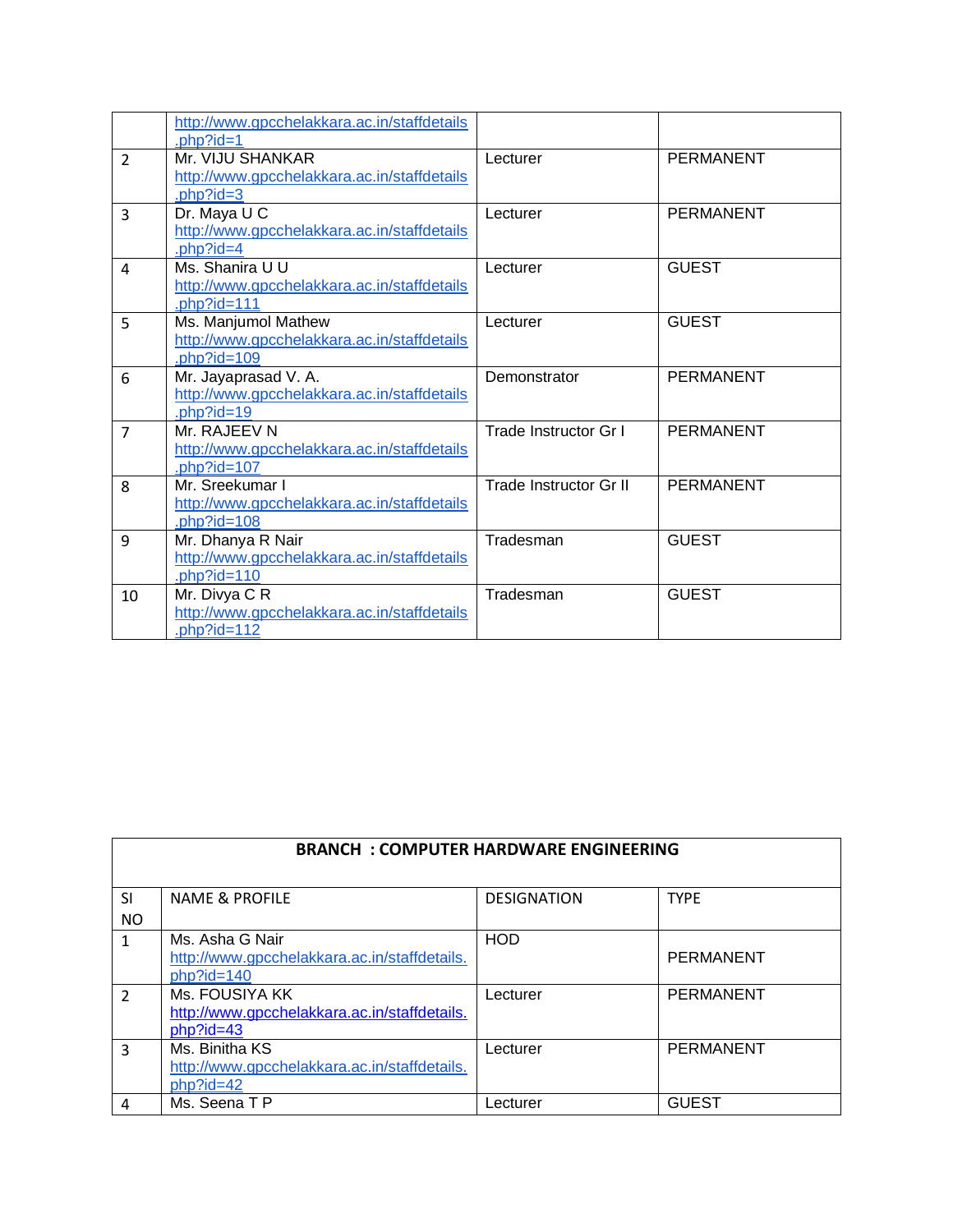| | | | |
|---|---|---|---|
| | http://www.gpcchelakkara.ac.in/staffdetails.php?id=1 | | |
| 2 | Mr. VIJU SHANKAR http://www.gpcchelakkara.ac.in/staffdetails.php?id=3 | Lecturer | PERMANENT |
| 3 | Dr. Maya U C http://www.gpcchelakkara.ac.in/staffdetails.php?id=4 | Lecturer | PERMANENT |
| 4 | Ms. Shanira U U http://www.gpcchelakkara.ac.in/staffdetails.php?id=111 | Lecturer | GUEST |
| 5 | Ms. Manjumol Mathew http://www.gpcchelakkara.ac.in/staffdetails.php?id=109 | Lecturer | GUEST |
| 6 | Mr. Jayaprasad V. A. http://www.gpcchelakkara.ac.in/staffdetails.php?id=19 | Demonstrator | PERMANENT |
| 7 | Mr. RAJEEV N http://www.gpcchelakkara.ac.in/staffdetails.php?id=107 | Trade Instructor Gr I | PERMANENT |
| 8 | Mr. Sreekumar I http://www.gpcchelakkara.ac.in/staffdetails.php?id=108 | Trade Instructor Gr II | PERMANENT |
| 9 | Mr. Dhanya R Nair http://www.gpcchelakkara.ac.in/staffdetails.php?id=110 | Tradesman | GUEST |
| 10 | Mr. Divya C R http://www.gpcchelakkara.ac.in/staffdetails.php?id=112 | Tradesman | GUEST |

| **BRANCH : COMPUTER HARDWARE ENGINEERING** | | | |
|---|---|---|---|
| SI NO | NAME & PROFILE | DESIGNATION | TYPE |
| 1 | Ms. Asha G Nair http://www.gpcchelakkara.ac.in/staffdetails.php?id=140 | HOD | PERMANENT |
| 2 | Ms. FOUSIYA KK http://www.gpcchelakkara.ac.in/staffdetails.php?id=43 | Lecturer | PERMANENT |
| 3 | Ms. Binitha KS http://www.gpcchelakkara.ac.in/staffdetails.php?id=42 | Lecturer | PERMANENT |
| 4 | Ms. Seena T P | Lecturer | GUEST |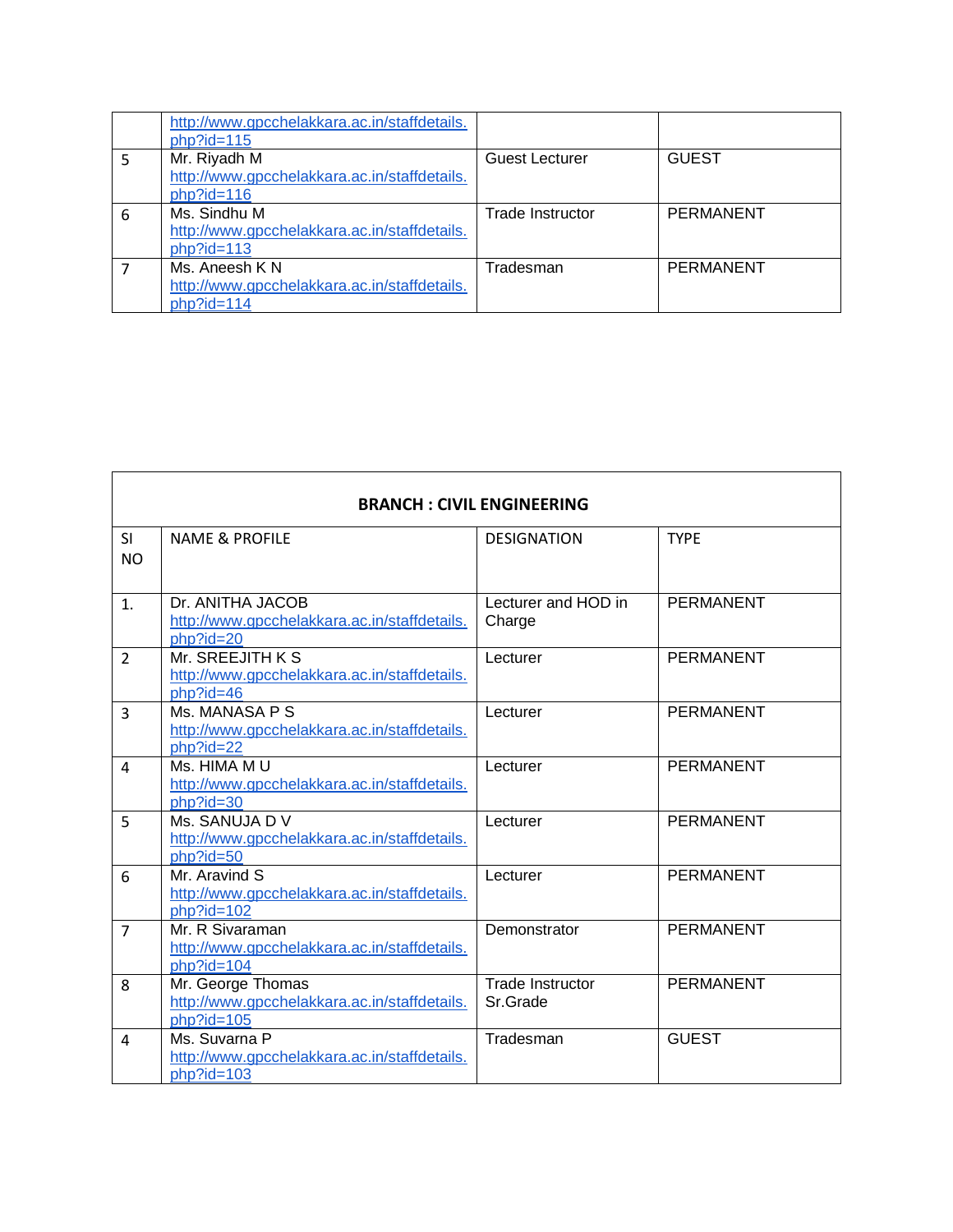| | | | |
|---|---|---|---|
| | http://www.gpcchelakkara.ac.in/staffdetails.php?id=115 | | |
| 5 | Mr. Riyadh M http://www.gpcchelakkara.ac.in/staffdetails.php?id=116 | Guest Lecturer | GUEST |
| 6 | Ms. Sindhu M http://www.gpcchelakkara.ac.in/staffdetails.php?id=113 | Trade Instructor | PERMANENT |
| 7 | Ms. Aneesh K N http://www.gpcchelakkara.ac.in/staffdetails.php?id=114 | Tradesman | PERMANENT |

| **BRANCH : CIVIL ENGINEERING** | | | |
|---|---|---|---|
| SI NO | NAME & PROFILE | DESIGNATION | TYPE |
| 1. | Dr. ANITHA JACOB http://www.gpcchelakkara.ac.in/staffdetails.php?id=20 | Lecturer and HOD in Charge | PERMANENT |
| 2 | Mr. SREEJITH K S http://www.gpcchelakkara.ac.in/staffdetails.php?id=46 | Lecturer | PERMANENT |
| 3 | Ms. MANASA P S http://www.gpcchelakkara.ac.in/staffdetails.php?id=22 | Lecturer | PERMANENT |
| 4 | Ms. HIMA M U http://www.gpcchelakkara.ac.in/staffdetails.php?id=30 | Lecturer | PERMANENT |
| 5 | Ms. SANUJA D V http://www.gpcchelakkara.ac.in/staffdetails.php?id=50 | Lecturer | PERMANENT |
| 6 | Mr. Aravind S http://www.gpcchelakkara.ac.in/staffdetails.php?id=102 | Lecturer | PERMANENT |
| 7 | Mr. R Sivaraman http://www.gpcchelakkara.ac.in/staffdetails.php?id=104 | Demonstrator | PERMANENT |
| 8 | Mr. George Thomas http://www.gpcchelakkara.ac.in/staffdetails.php?id=105 | Trade Instructor Sr.Grade | PERMANENT |
| 4 | Ms. Suvarna P http://www.gpcchelakkara.ac.in/staffdetails.php?id=103 | Tradesman | GUEST |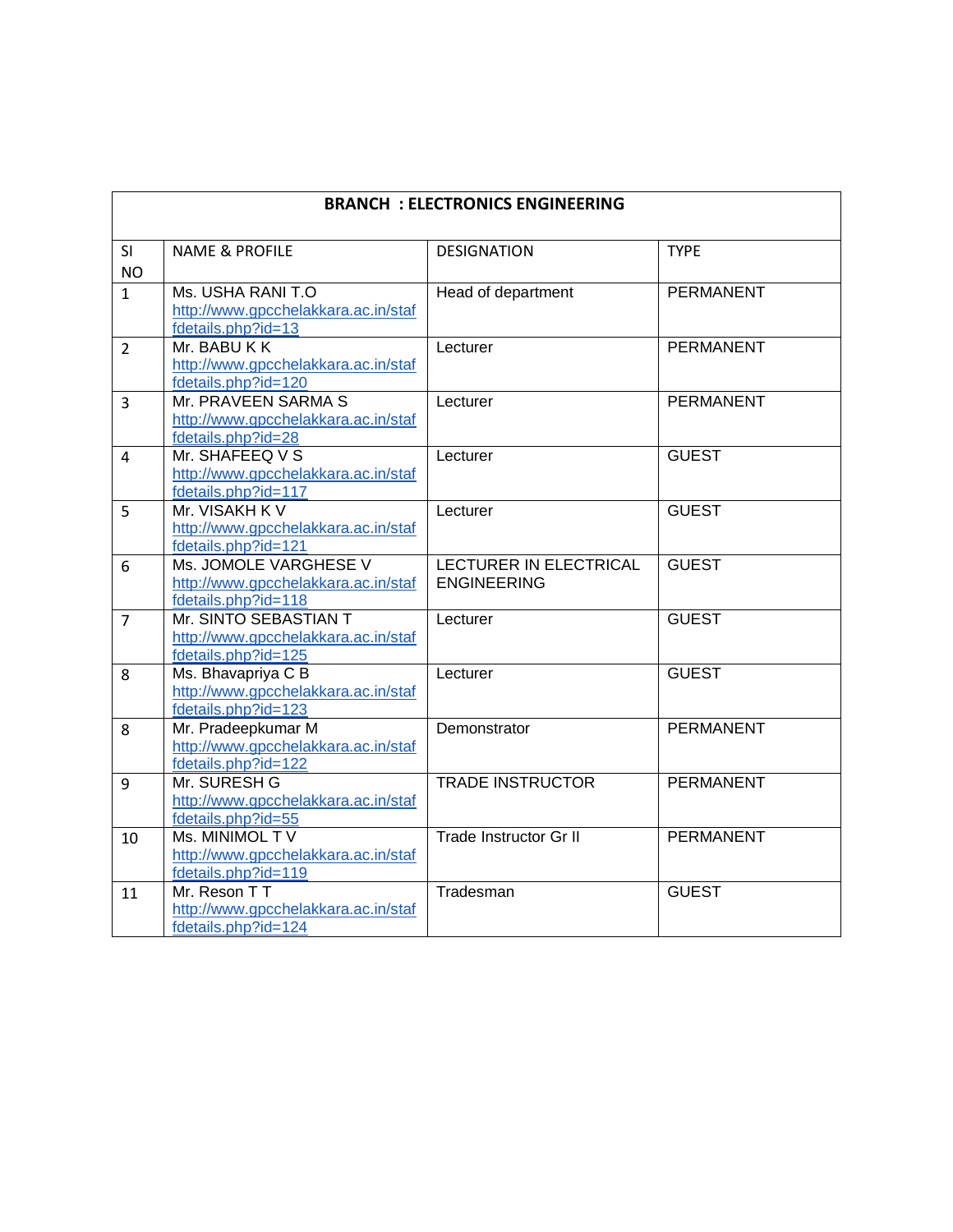| BRANCH : ELECTRONICS ENGINEERING | | | |
|---|---|---|---|
| SI NO | NAME & PROFILE | DESIGNATION | TYPE |
| 1 | Ms. USHA RANI T.O http://www.gpcchelakkara.ac.in/staffdetails.php?id=13 | Head of department | PERMANENT |
| 2 | Mr. BABU K K http://www.gpcchelakkara.ac.in/staffdetails.php?id=120 | Lecturer | PERMANENT |
| 3 | Mr. PRAVEEN SARMA S http://www.gpcchelakkara.ac.in/staffdetails.php?id=28 | Lecturer | PERMANENT |
| 4 | Mr. SHAFEEQ V S http://www.gpcchelakkara.ac.in/staffdetails.php?id=117 | Lecturer | GUEST |
| 5 | Mr. VISAKH K V http://www.gpcchelakkara.ac.in/staffdetails.php?id=121 | Lecturer | GUEST |
| 6 | Ms. JOMOLE VARGHESE V http://www.gpcchelakkara.ac.in/staffdetails.php?id=118 | LECTURER IN ELECTRICAL ENGINEERING | GUEST |
| 7 | Mr. SINTO SEBASTIAN T http://www.gpcchelakkara.ac.in/staffdetails.php?id=125 | Lecturer | GUEST |
| 8 | Ms. Bhavapriya C B http://www.gpcchelakkara.ac.in/staffdetails.php?id=123 | Lecturer | GUEST |
| 8 | Mr. Pradeepkumar M http://www.gpcchelakkara.ac.in/staffdetails.php?id=122 | Demonstrator | PERMANENT |
| 9 | Mr. SURESH G http://www.gpcchelakkara.ac.in/staffdetails.php?id=55 | TRADE INSTRUCTOR | PERMANENT |
| 10 | Ms. MINIMOL T V http://www.gpcchelakkara.ac.in/staffdetails.php?id=119 | Trade Instructor Gr II | PERMANENT |
| 11 | Mr. Reson T T http://www.gpcchelakkara.ac.in/staffdetails.php?id=124 | Tradesman | GUEST |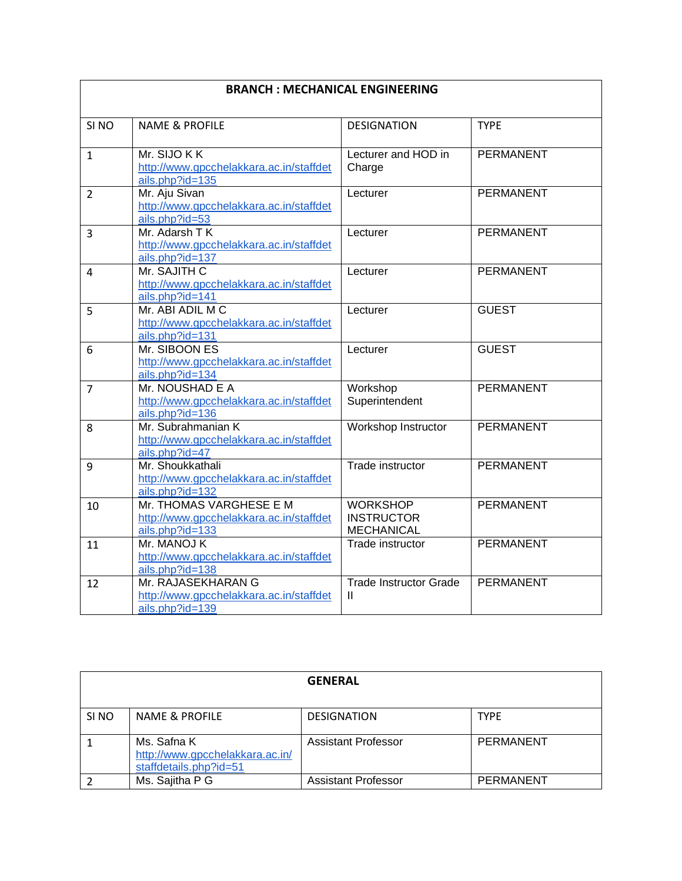| BRANCH : MECHANICAL ENGINEERING | | | |
|---|---|---|---|
| SI NO | NAME & PROFILE | DESIGNATION | TYPE |
| 1 | Mr. SIJO K K http://www.gpcchelakkara.ac.in/staffdetails.php?id=135 | Lecturer and HOD in Charge | PERMANENT |
| 2 | Mr. Aju Sivan http://www.gpcchelakkara.ac.in/staffdetails.php?id=53 | Lecturer | PERMANENT |
| 3 | Mr. Adarsh T K http://www.gpcchelakkara.ac.in/staffdetails.php?id=137 | Lecturer | PERMANENT |
| 4 | Mr. SAJITH C http://www.gpcchelakkara.ac.in/staffdetails.php?id=141 | Lecturer | PERMANENT |
| 5 | Mr. ABI ADIL M C http://www.gpcchelakkara.ac.in/staffdetails.php?id=131 | Lecturer | GUEST |
| 6 | Mr. SIBOON ES http://www.gpcchelakkara.ac.in/staffdetails.php?id=134 | Lecturer | GUEST |
| 7 | Mr. NOUSHAD E A http://www.gpcchelakkara.ac.in/staffdetails.php?id=136 | Workshop Superintendent | PERMANENT |
| 8 | Mr. Subrahmanian K http://www.gpcchelakkara.ac.in/staffdetails.php?id=47 | Workshop Instructor | PERMANENT |
| 9 | Mr. Shoukkathali http://www.gpcchelakkara.ac.in/staffdetails.php?id=132 | Trade instructor | PERMANENT |
| 10 | Mr. THOMAS VARGHESE E M http://www.gpcchelakkara.ac.in/staffdetails.php?id=133 | WORKSHOP INSTRUCTOR MECHANICAL | PERMANENT |
| 11 | Mr. MANOJ K http://www.gpcchelakkara.ac.in/staffdetails.php?id=138 | Trade instructor | PERMANENT |
| 12 | Mr. RAJASEKHARAN G http://www.gpcchelakkara.ac.in/staffdetails.php?id=139 | Trade Instructor Grade II | PERMANENT |

| GENERAL | | | |
|---|---|---|---|
| SI NO | NAME & PROFILE | DESIGNATION | TYPE |
| 1 | Ms. Safna K http://www.gpcchelakkara.ac.in/staffdetails.php?id=51 | Assistant Professor | PERMANENT |
| 2 | Ms. Sajitha P G | Assistant Professor | PERMANENT |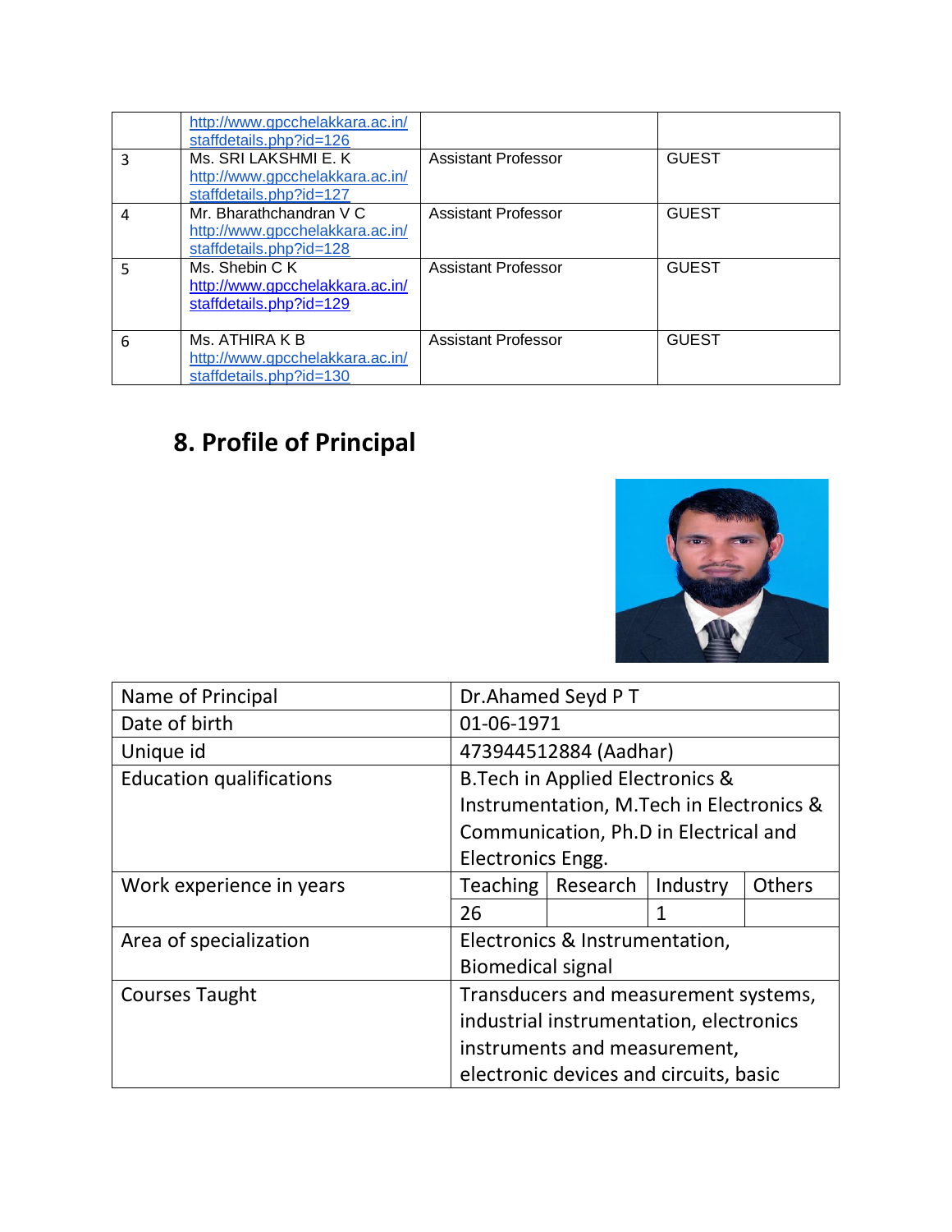| | | | |
|---|---|---|---|
| | http://www.gpcchelakkara.ac.in/staffdetails.php?id=126 | | |
| 3 | Ms. SRI LAKSHMI E. K http://www.gpcchelakkara.ac.in/staffdetails.php?id=127 | Assistant Professor | GUEST |
| 4 | Mr. Bharathchandran V C http://www.gpcchelakkara.ac.in/staffdetails.php?id=128 | Assistant Professor | GUEST |
| 5 | Ms. Shebin C K http://www.gpcchelakkara.ac.in/staffdetails.php?id=129 | Assistant Professor | GUEST |
| 6 | Ms. ATHIRA K B http://www.gpcchelakkara.ac.in/staffdetails.php?id=130 | Assistant Professor | GUEST |

## 8. Profile of Principal

| | | | | |
|---|---|---|---|---|
| Name of Principal | Dr.Ahamed Seyd P T | | | |
| Date of birth | 01-06-1971 | | | |
| Unique id | 473944512884 (Aadhar) | | | |
| Education qualifications | B.Tech in Applied Electronics & Instrumentation, M.Tech in Electronics & Communication, Ph.D in Electrical and Electronics Engg. | | | |
| Work experience in years | Teaching | Research | Industry | Others |
| | 26 | | 1 | |
| Area of specialization | Electronics & Instrumentation, Biomedical signal | | | |
| Courses Taught | Transducers and measurement systems, industrial instrumentation, electronics instruments and measurement, electronic devices and circuits, basic | | | |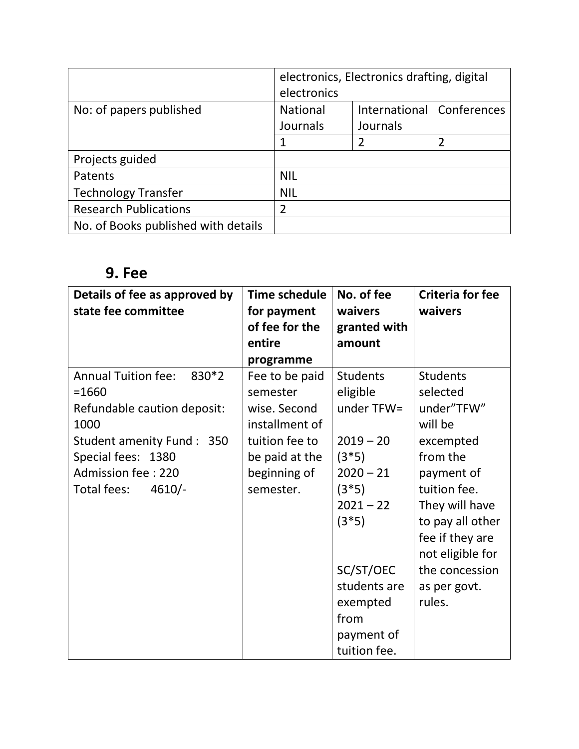| | electronics, Electronics drafting, digital electronics | | |
|---|---|---|---|
| No: of papers published | National Journals | International Journals | Conferences |
| | 1 | 2 | 2 |
| Projects guided | | | |
| Patents | NIL | | |
| Technology Transfer | NIL | | |
| Research Publications | 2 | | |
| No. of Books published with details | | | |

## 9. Fee

| Details of fee as approved by state fee committee | Time schedule for payment of fee for the entire programme | No. of fee waivers granted with amount | Criteria for fee waivers |
|---|---|---|---|
| Annual Tuition fee: 830*2 =1660<br>Refundable caution deposit: 1000<br>Student amenity Fund : 350<br>Special fees: 1380<br>Admission fee : 220<br>Total fees: 4610/- | Fee to be paid semester wise. Second installment of tuition fee to be paid at the beginning of semester. | Students eligible under TFW=<br><br>2019 – 20 (3*5)<br>2020 – 21 (3*5)<br>2021 – 22 (3*5)<br><br>SC/ST/OEC students are exempted from payment of tuition fee. | Students selected under"TFW" will be excempted from the payment of tuition fee. They will have to pay all other fee if they are not eligible for the concession as per govt. rules. |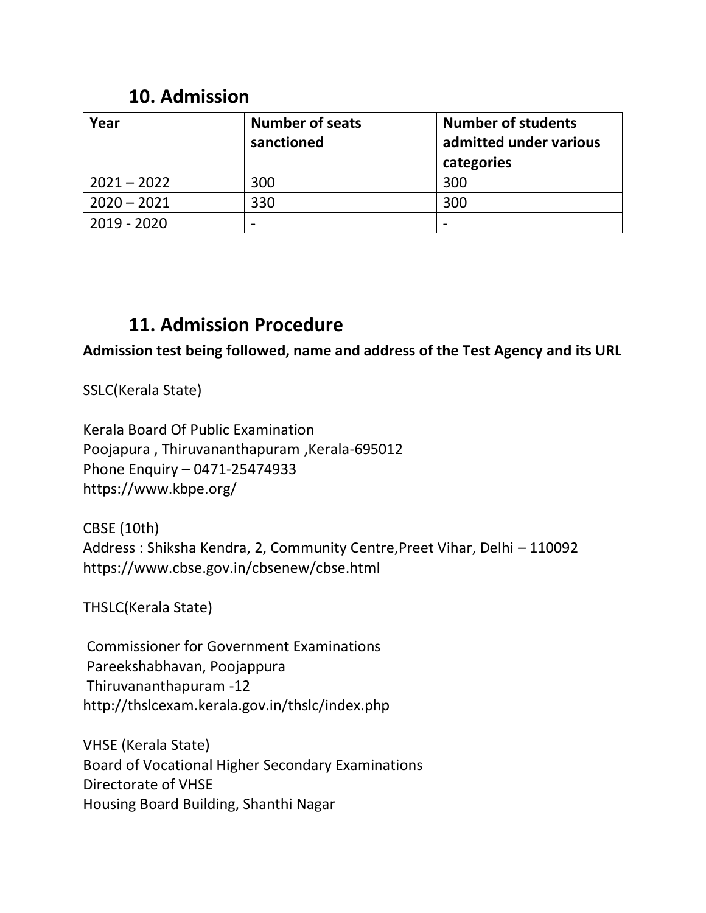## 10. Admission

| Year | Number of seats sanctioned | Number of students admitted under various categories |
|---|---|---|
| 2021 – 2022 | 300 | 300 |
| 2020 – 2021 | 330 | 300 |
| 2019 - 2020 | - | - |

## 11. Admission Procedure

**Admission test being followed, name and address of the Test Agency and its URL**

SSLC(Kerala State)

Kerala Board Of Public Examination
Poojapura , Thiruvananthapuram ,Kerala-695012
Phone Enquiry – 0471-25474933
https://www.kbpe.org/

CBSE (10th)
Address : Shiksha Kendra, 2, Community Centre,Preet Vihar, Delhi – 110092
https://www.cbse.gov.in/cbsenew/cbse.html

THSLC(Kerala State)

Commissioner for Government Examinations
Pareekshabhavan, Poojappura
Thiruvananthapuram -12
http://thslcexam.kerala.gov.in/thslc/index.php

VHSE (Kerala State)
Board of Vocational Higher Secondary Examinations
Directorate of VHSE
Housing Board Building, Shanthi Nagar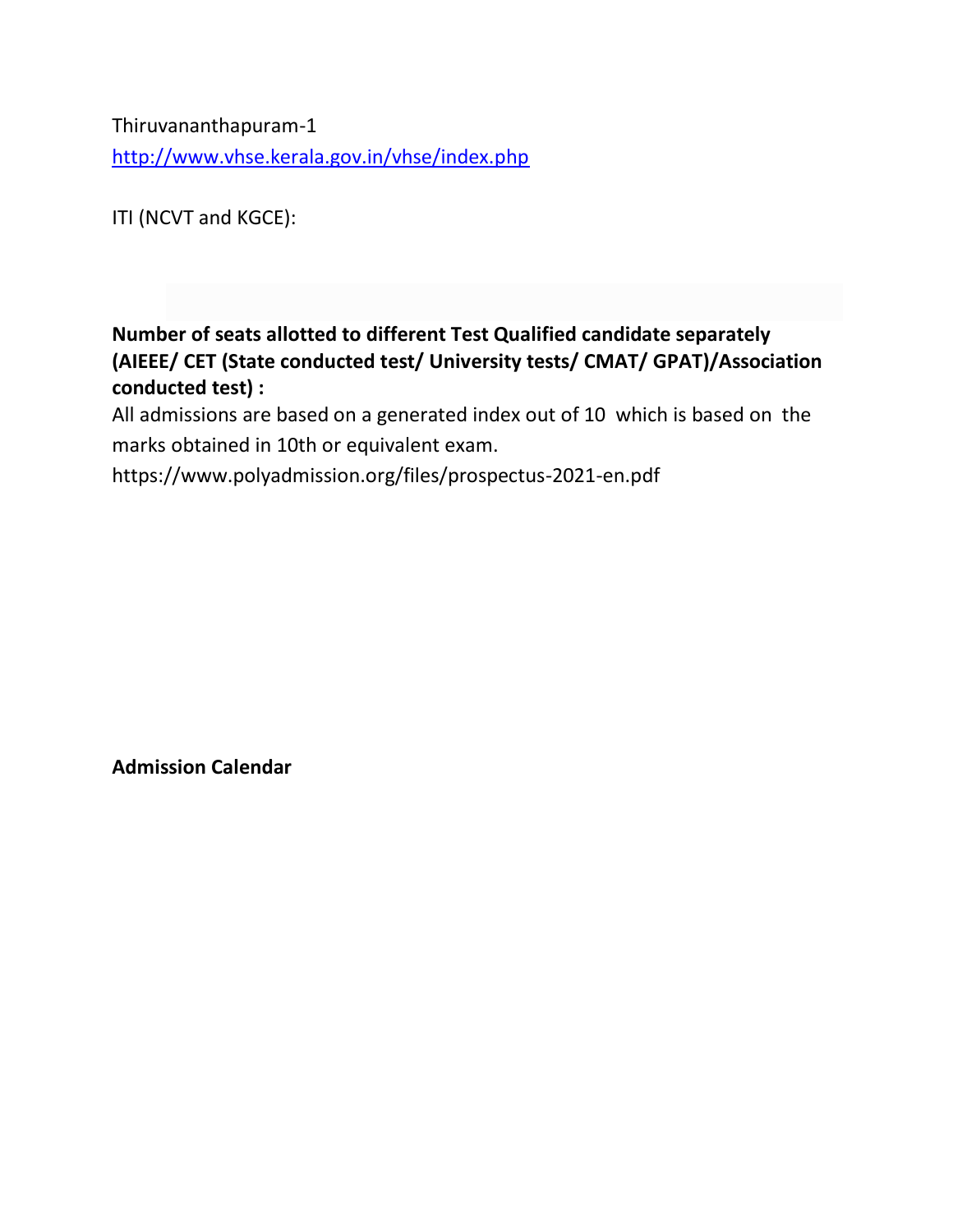Thiruvananthapuram-1
http://www.vhse.kerala.gov.in/vhse/index.php

ITI (NCVT and KGCE):

**Number of seats allotted to different Test Qualified candidate separately (AIEEE/ CET (State conducted test/ University tests/ CMAT/ GPAT)/Association conducted test) :**

All admissions are based on a generated index out of 10 which is based on the marks obtained in 10th or equivalent exam.

https://www.polyadmission.org/files/prospectus-2021-en.pdf

**Admission Calendar**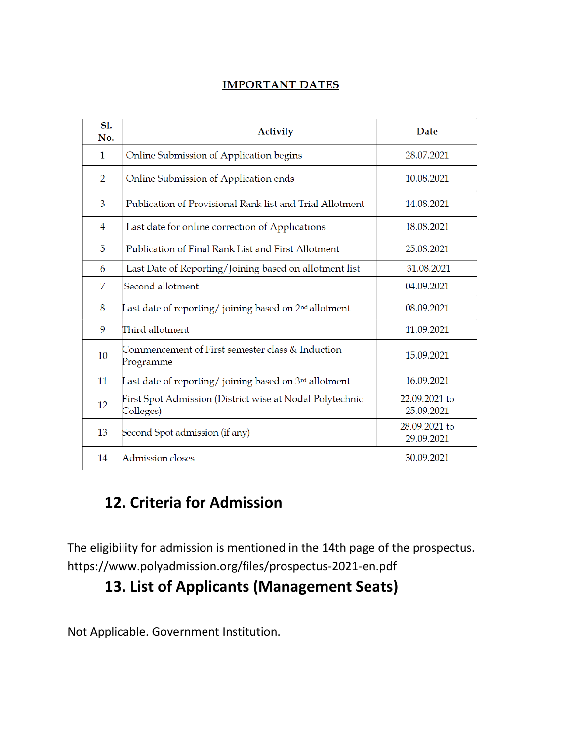**IMPORTANT DATES**

| Sl. No. | Activity | Date |
|---|---|---|
| 1 | Online Submission of Application begins | 28.07.2021 |
| 2 | Online Submission of Application ends | 10.08.2021 |
| 3 | Publication of Provisional Rank list and Trial Allotment | 14.08.2021 |
| 4 | Last date for online correction of Applications | 18.08.2021 |
| 5 | Publication of Final Rank List and First Allotment | 25.08.2021 |
| 6 | Last Date of Reporting/Joining based on allotment list | 31.08.2021 |
| 7 | Second allotment | 04.09.2021 |
| 8 | Last date of reporting/ joining based on 2nd allotment | 08.09.2021 |
| 9 | Third allotment | 11.09.2021 |
| 10 | Commencement of First semester class & Induction Programme | 15.09.2021 |
| 11 | Last date of reporting/ joining based on 3rd allotment | 16.09.2021 |
| 12 | First Spot Admission (District wise at Nodal Polytechnic Colleges) | 22.09.2021 to 25.09.2021 |
| 13 | Second Spot admission (if any) | 28.09.2021 to 29.09.2021 |
| 14 | Admission closes | 30.09.2021 |

## 12. Criteria for Admission

The eligibility for admission is mentioned in the 14th page of the prospectus.
https://www.polyadmission.org/files/prospectus-2021-en.pdf

## 13. List of Applicants (Management Seats)

Not Applicable. Government Institution.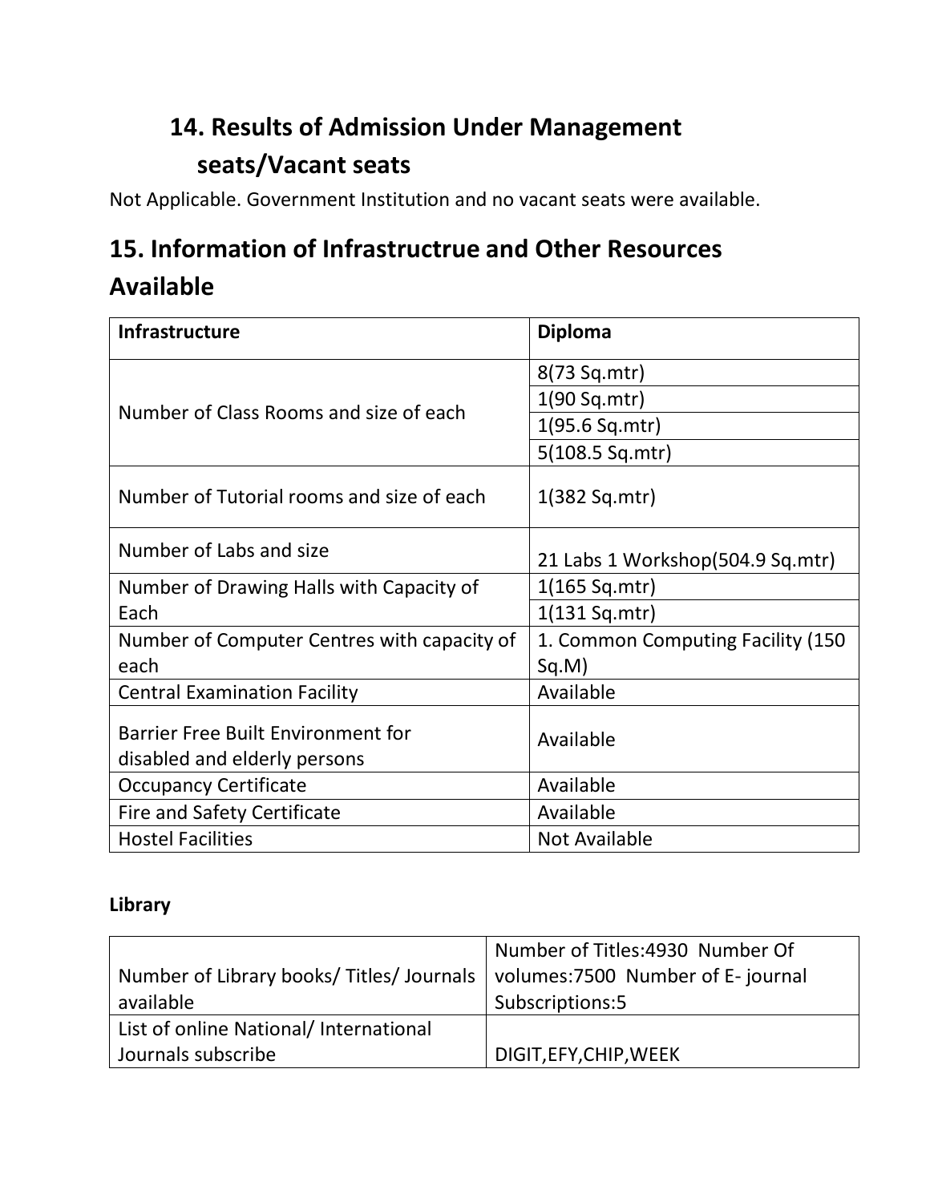## 14. Results of Admission Under Management seats/Vacant seats

Not Applicable. Government Institution and no vacant seats were available.

## 15. Information of Infrastructrue and Other Resources Available

| Infrastructure | Diploma |
|---|---|
| Number of Class Rooms and size of each | 8(73 Sq.mtr) |
| | 1(90 Sq.mtr) |
| | 1(95.6 Sq.mtr) |
| | 5(108.5 Sq.mtr) |
| Number of Tutorial rooms and size of each | 1(382 Sq.mtr) |
| Number of Labs and size | 21 Labs 1 Workshop(504.9 Sq.mtr) |
| Number of Drawing Halls with Capacity of Each | 1(165 Sq.mtr) |
| | 1(131 Sq.mtr) |
| Number of Computer Centres with capacity of each | 1. Common Computing Facility (150 Sq.M) |
| Central Examination Facility | Available |
| Barrier Free Built Environment for disabled and elderly persons | Available |
| Occupancy Certificate | Available |
| Fire and Safety Certificate | Available |
| Hostel Facilities | Not Available |

**Library**

| | |
|---|---|
| Number of Library books/ Titles/ Journals available | Number of Titles:4930 Number Of volumes:7500 Number of E- journal Subscriptions:5 |
| List of online National/ International Journals subscribe | DIGIT,EFY,CHIP,WEEK |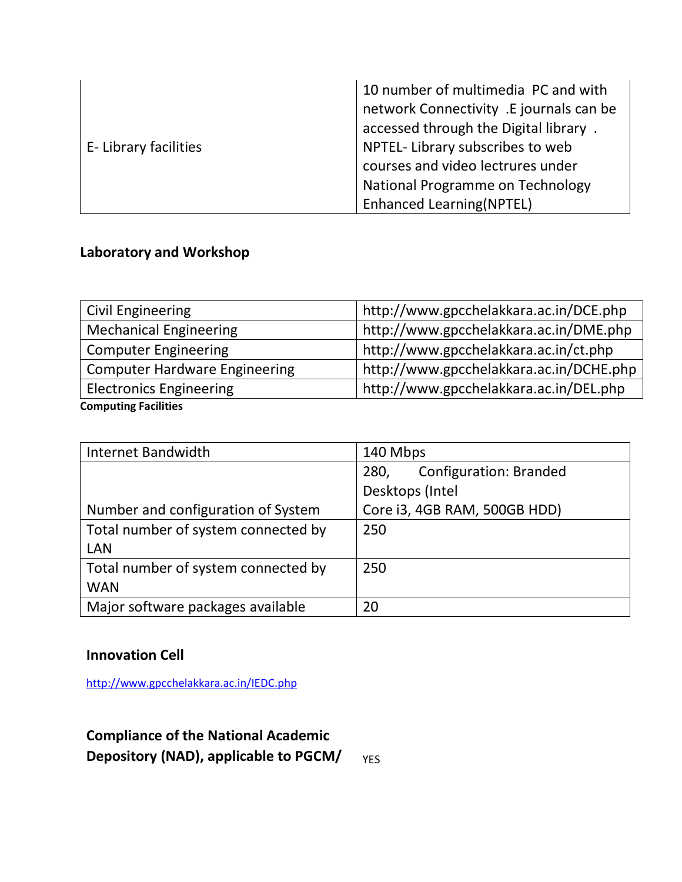| E- Library facilities | 10 number of multimedia PC and with network Connectivity .E journals can be accessed through the Digital library . NPTEL- Library subscribes to web courses and video lectrures under National Programme on Technology Enhanced Learning(NPTEL) |
|---|---|

**Laboratory and Workshop**

| Civil Engineering | http://www.gpcchelakkara.ac.in/DCE.php |
|---|---|
| Mechanical Engineering | http://www.gpcchelakkara.ac.in/DME.php |
| Computer Engineering | http://www.gpcchelakkara.ac.in/ct.php |
| Computer Hardware Engineering | http://www.gpcchelakkara.ac.in/DCHE.php |
| Electronics Engineering | http://www.gpcchelakkara.ac.in/DEL.php |

**Computing Facilities**

| Internet Bandwidth | 140 Mbps |
|---|---|
| Number and configuration of System | 280, Configuration: Branded Desktops (Intel Core i3, 4GB RAM, 500GB HDD) |
| Total number of system connected by LAN | 250 |
| Total number of system connected by WAN | 250 |
| Major software packages available | 20 |

**Innovation Cell**

http://www.gpcchelakkara.ac.in/IEDC.php

**Compliance of the National Academic Depository (NAD), applicable to PGCM/** YES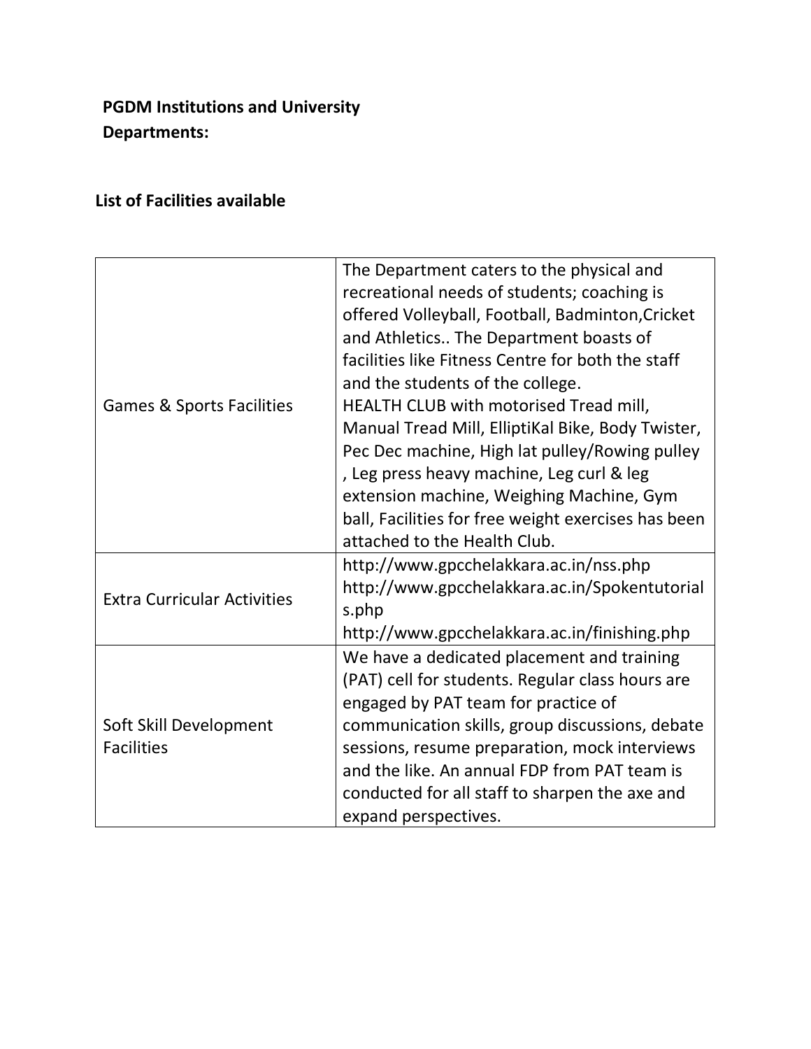**PGDM Institutions and University Departments:**

**List of Facilities available**

| | |
|---|---|
| Games & Sports Facilities | The Department caters to the physical and recreational needs of students; coaching is offered Volleyball, Football, Badminton,Cricket and Athletics.. The Department boasts of facilities like Fitness Centre for both the staff and the students of the college.<br>HEALTH CLUB with motorised Tread mill, Manual Tread Mill, ElliptiKal Bike, Body Twister, Pec Dec machine, High lat pulley/Rowing pulley , Leg press heavy machine, Leg curl & leg extension machine, Weighing Machine, Gym ball, Facilities for free weight exercises has been attached to the Health Club. |
| Extra Curricular Activities | http://www.gpcchelakkara.ac.in/nss.php<br>http://www.gpcchelakkara.ac.in/Spokentutorials.php<br>http://www.gpcchelakkara.ac.in/finishing.php |
| Soft Skill Development Facilities | We have a dedicated placement and training (PAT) cell for students. Regular class hours are engaged by PAT team for practice of communication skills, group discussions, debate sessions, resume preparation, mock interviews and the like. An annual FDP from PAT team is conducted for all staff to sharpen the axe and expand perspectives. |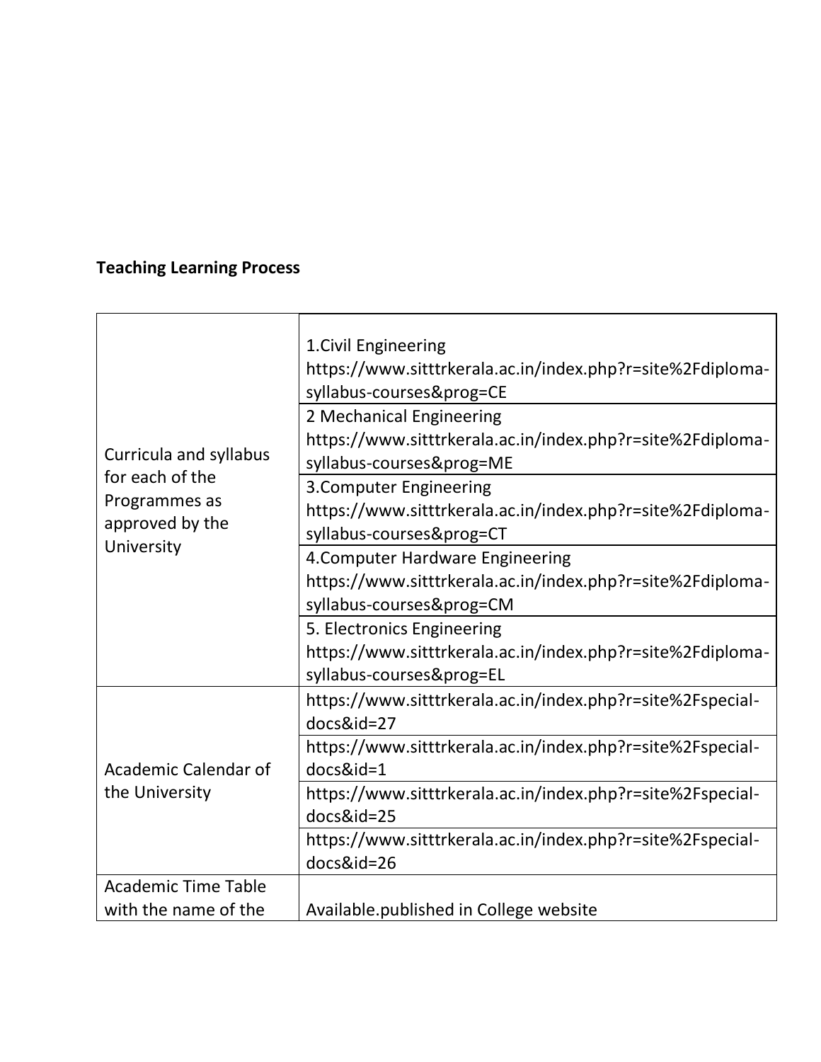**Teaching Learning Process**

| | |
|---|---|
| Curricula and syllabus for each of the Programmes as approved by the University | 1.Civil Engineering https://www.sitttrkerala.ac.in/index.php?r=site%2Fdiploma-syllabus-courses&prog=CE |
| | 2 Mechanical Engineering https://www.sitttrkerala.ac.in/index.php?r=site%2Fdiploma-syllabus-courses&prog=ME |
| | 3.Computer Engineering https://www.sitttrkerala.ac.in/index.php?r=site%2Fdiploma-syllabus-courses&prog=CT |
| | 4.Computer Hardware Engineering https://www.sitttrkerala.ac.in/index.php?r=site%2Fdiploma-syllabus-courses&prog=CM |
| | 5. Electronics Engineering https://www.sitttrkerala.ac.in/index.php?r=site%2Fdiploma-syllabus-courses&prog=EL |
| Academic Calendar of the University | https://www.sitttrkerala.ac.in/index.php?r=site%2Fspecial-docs&id=27 |
| | https://www.sitttrkerala.ac.in/index.php?r=site%2Fspecial-docs&id=1 |
| | https://www.sitttrkerala.ac.in/index.php?r=site%2Fspecial-docs&id=25 |
| | https://www.sitttrkerala.ac.in/index.php?r=site%2Fspecial-docs&id=26 |
| Academic Time Table with the name of the | Available.published in College website |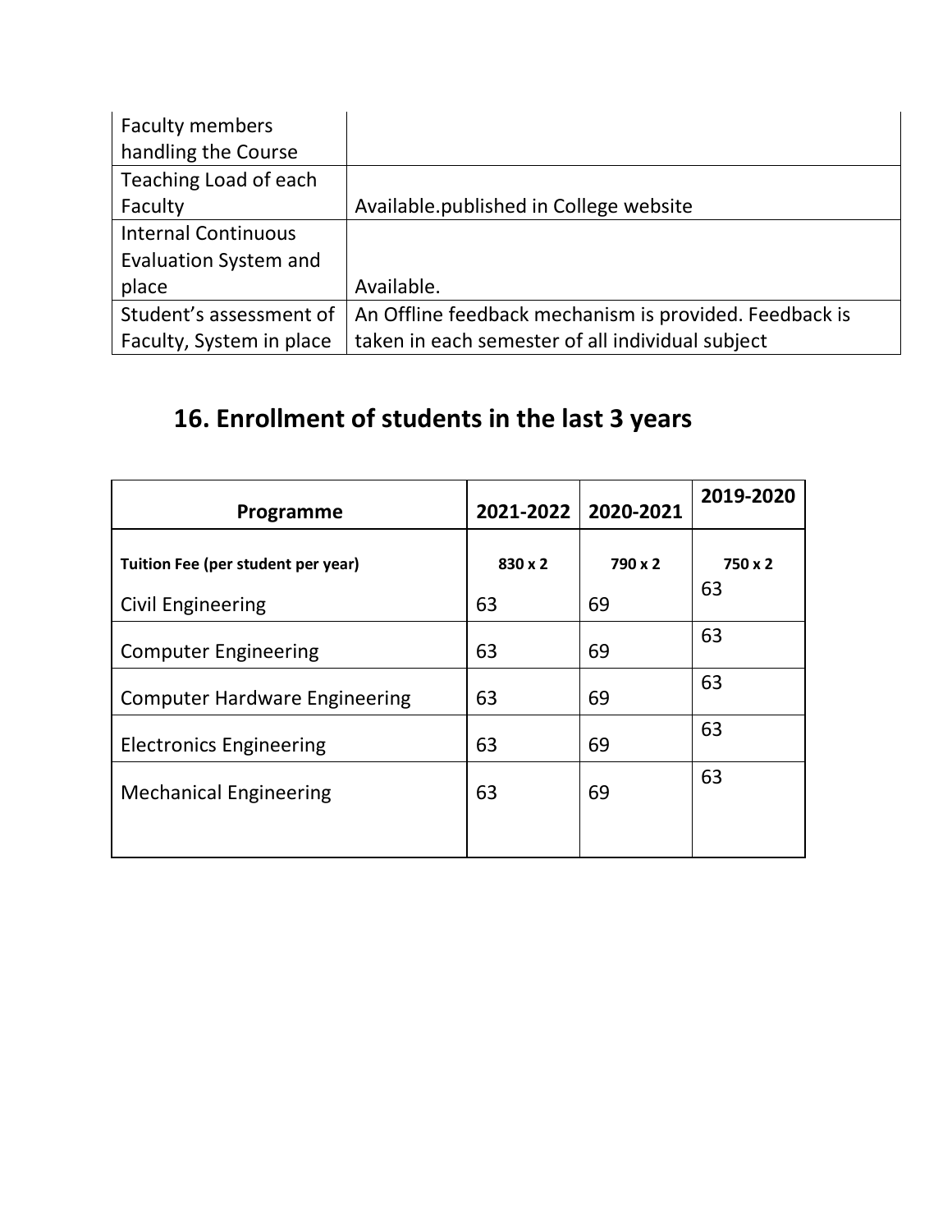| | |
|---|---|
| Faculty members handling the Course | |
| Teaching Load of each Faculty | Available.published in College website |
| Internal Continuous Evaluation System and place | Available. |
| Student's assessment of Faculty, System in place | An Offline feedback mechanism is provided. Feedback is taken in each semester of all individual subject |

## 16. Enrollment of students in the last 3 years

| Programme | 2021-2022 | 2020-2021 | 2019-2020 |
|---|---|---|---|
| **Tuition Fee (per student per year)** | **830 x 2** | **790 x 2** | **750 x 2** |
| Civil Engineering | 63 | 69 | 63 |
| Computer Engineering | 63 | 69 | 63 |
| Computer Hardware Engineering | 63 | 69 | 63 |
| Electronics Engineering | 63 | 69 | 63 |
| Mechanical Engineering | 63 | 69 | 63 |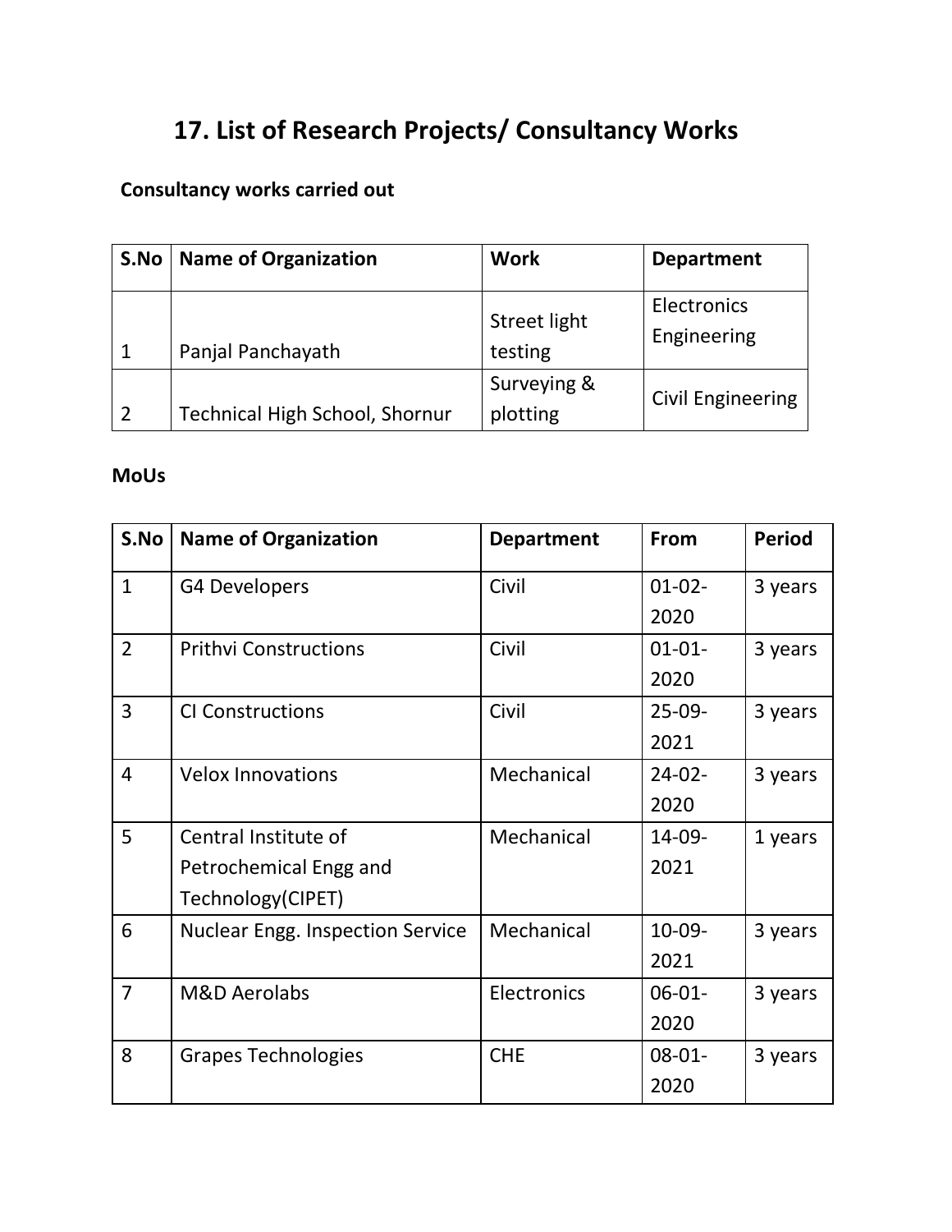# 17. List of Research Projects/ Consultancy Works

**Consultancy works carried out**

| S.No | Name of Organization | Work | Department |
|---|---|---|---|
| 1 | Panjal Panchayath | Street light testing | Electronics Engineering |
| 2 | Technical High School, Shornur | Surveying & plotting | Civil Engineering |

**MoUs**

| S.No | Name of Organization | Department | From | Period |
|---|---|---|---|---|
| 1 | G4 Developers | Civil | 01-02-2020 | 3 years |
| 2 | Prithvi Constructions | Civil | 01-01-2020 | 3 years |
| 3 | CI Constructions | Civil | 25-09-2021 | 3 years |
| 4 | Velox Innovations | Mechanical | 24-02-2020 | 3 years |
| 5 | Central Institute of Petrochemical Engg and Technology(CIPET) | Mechanical | 14-09-2021 | 1 years |
| 6 | Nuclear Engg. Inspection Service | Mechanical | 10-09-2021 | 3 years |
| 7 | M&D Aerolabs | Electronics | 06-01-2020 | 3 years |
| 8 | Grapes Technologies | CHE | 08-01-2020 | 3 years |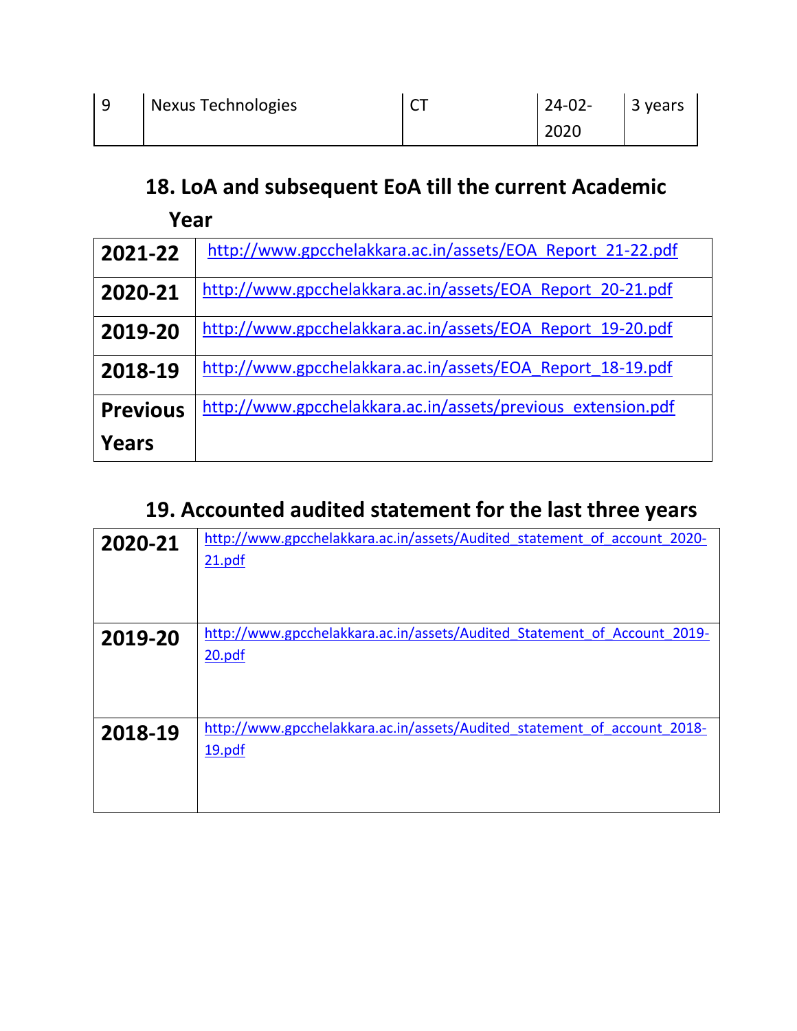| 9 | Nexus Technologies | CT | 24-02-2020 | 3 years |
|---|---|---|---|---|

## 18. LoA and subsequent EoA till the current Academic Year

| | |
|---|---|
| **2021-22** | http://www.gpcchelakkara.ac.in/assets/EOA_Report_21-22.pdf |
| **2020-21** | http://www.gpcchelakkara.ac.in/assets/EOA_Report_20-21.pdf |
| **2019-20** | http://www.gpcchelakkara.ac.in/assets/EOA_Report_19-20.pdf |
| **2018-19** | http://www.gpcchelakkara.ac.in/assets/EOA_Report_18-19.pdf |
| **Previous Years** | http://www.gpcchelakkara.ac.in/assets/previous_extension.pdf |

## 19. Accounted audited statement for the last three years

| | |
|---|---|
| **2020-21** | http://www.gpcchelakkara.ac.in/assets/Audited_statement_of_account_2020-21.pdf |
| **2019-20** | http://www.gpcchelakkara.ac.in/assets/Audited_Statement_of_Account_2019-20.pdf |
| **2018-19** | http://www.gpcchelakkara.ac.in/assets/Audited_statement_of_account_2018-19.pdf |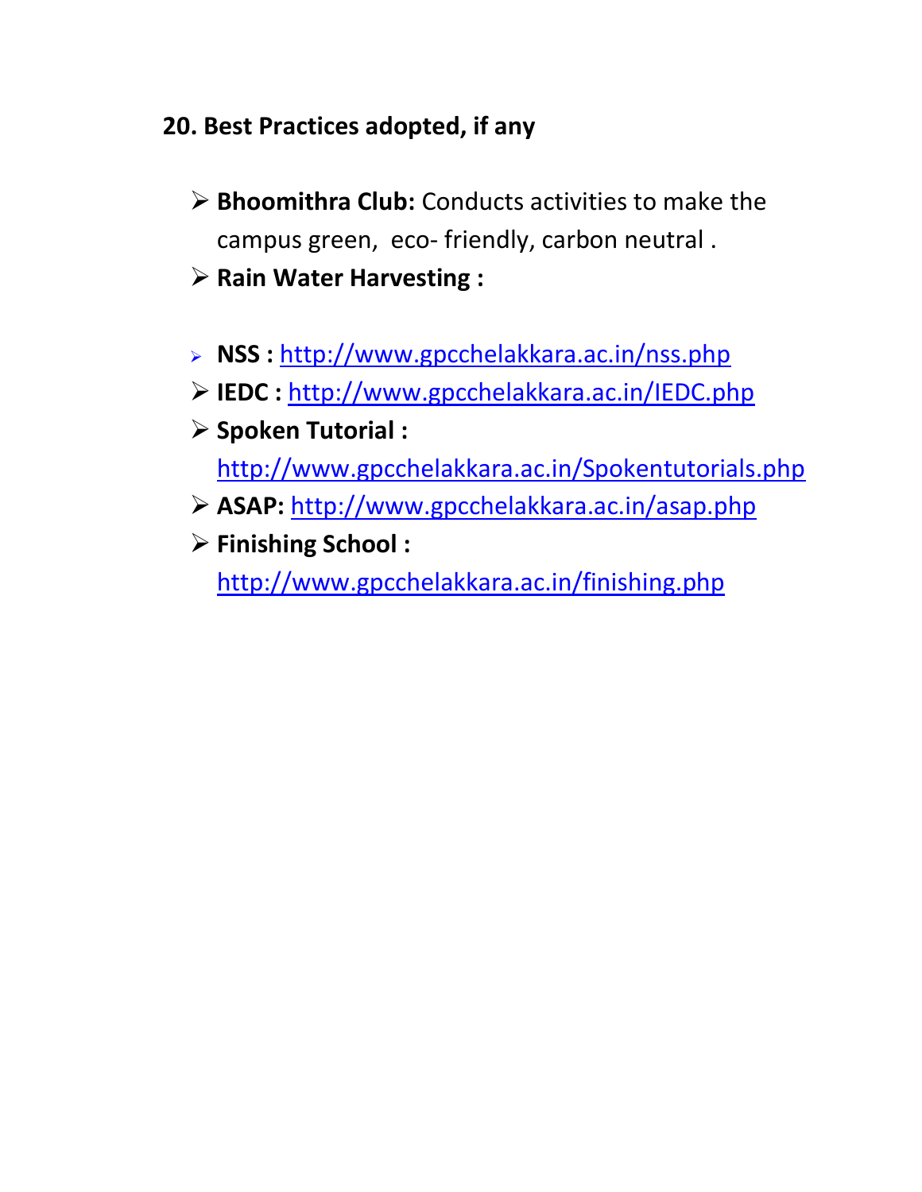## 20. Best Practices adopted, if any

- **Bhoomithra Club:** Conducts activities to make the campus green,  eco- friendly, carbon neutral .
- **Rain Water Harvesting :**

- **NSS :** http://www.gpcchelakkara.ac.in/nss.php
- **IEDC :** http://www.gpcchelakkara.ac.in/IEDC.php
- **Spoken Tutorial :** http://www.gpcchelakkara.ac.in/Spokentutorials.php
- **ASAP:** http://www.gpcchelakkara.ac.in/asap.php
- **Finishing School :** http://www.gpcchelakkara.ac.in/finishing.php